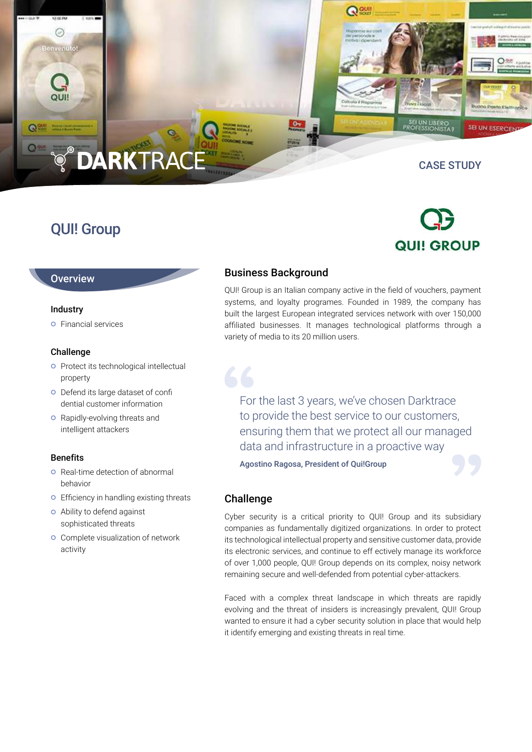DARKTRACE

CASE STUDY

# QUI! Group

QUI! GROUP

## Overview

### Industry

- Financial services

### Challenge

- Protect its technological intellectual property
- Defend its large dataset of confidential customer information
- Rapidly-evolving threats and intelligent attackers

### Benefits

- Real-time detection of abnormal behavior
- Efficiency in handling existing threats
- Ability to defend against sophisticated threats
- Complete visualization of network activity

## Business Background

QUI! Group is an Italian company active in the field of vouchers, payment systems, and loyalty programes. Founded in 1989, the company has built the largest European integrated services network with over 150,000 affiliated businesses. It manages technological platforms through a variety of media to its 20 million users.

> "For the last 3 years, we've chosen Darktrace to provide the best service to our customers, ensuring them that we protect all our managed data and infrastructure in a proactive way"
>
> **Agostino Ragosa, President of Qui!Group**

## Challenge

Cyber security is a critical priority to QUI! Group and its subsidiary companies as fundamentally digitized organizations. In order to protect its technological intellectual property and sensitive customer data, provide its electronic services, and continue to effectively manage its workforce of over 1,000 people, QUI! Group depends on its complex, noisy network remaining secure and well-defended from potential cyber-attackers.

Faced with a complex threat landscape in which threats are rapidly evolving and the threat of insiders is increasingly prevalent, QUI! Group wanted to ensure it had a cyber security solution in place that would help it identify emerging and existing threats in real time.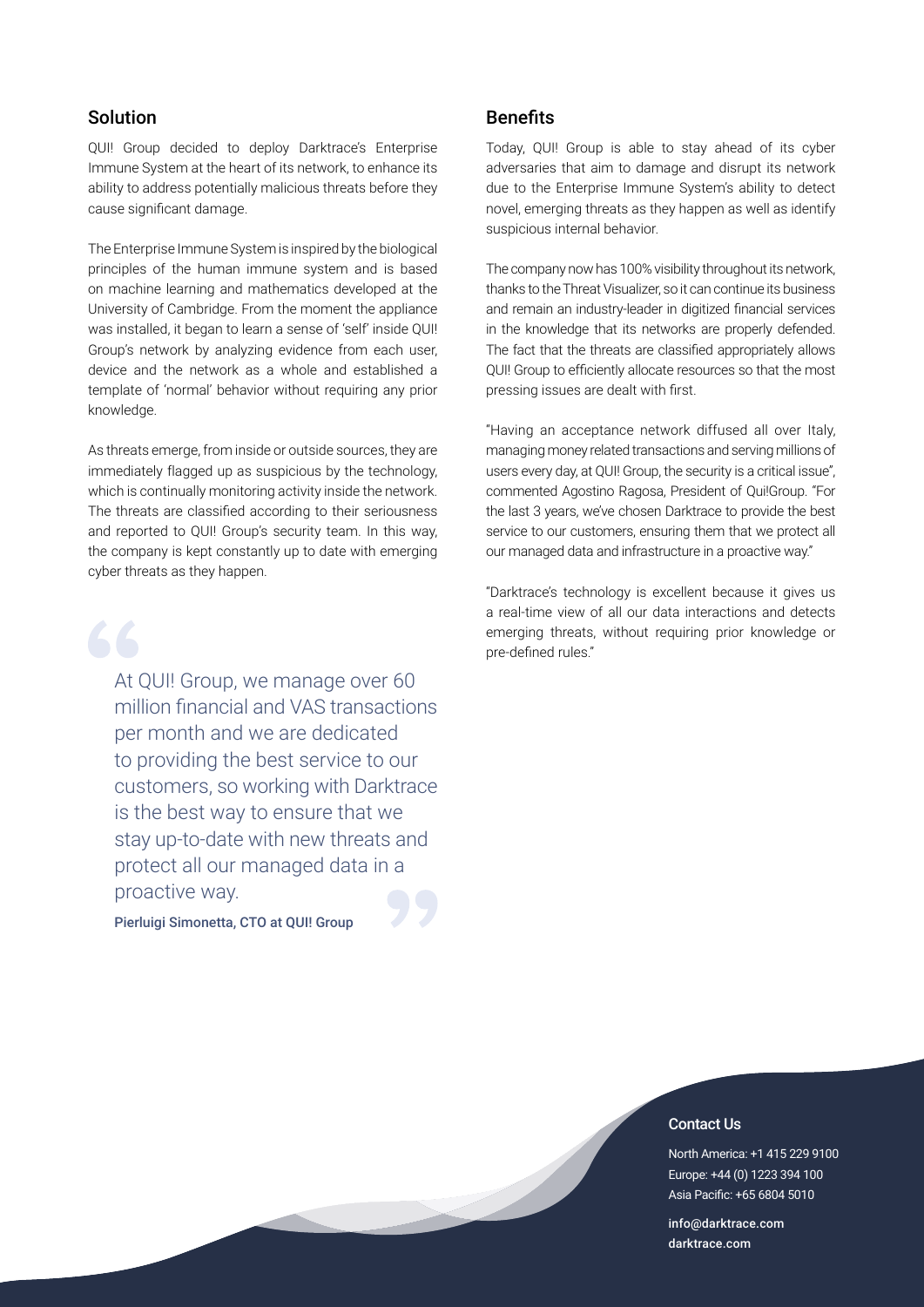## Solution

QUI! Group decided to deploy Darktrace's Enterprise Immune System at the heart of its network, to enhance its ability to address potentially malicious threats before they cause significant damage.

The Enterprise Immune System is inspired by the biological principles of the human immune system and is based on machine learning and mathematics developed at the University of Cambridge. From the moment the appliance was installed, it began to learn a sense of 'self' inside QUI! Group's network by analyzing evidence from each user, device and the network as a whole and established a template of 'normal' behavior without requiring any prior knowledge.

As threats emerge, from inside or outside sources, they are immediately flagged up as suspicious by the technology, which is continually monitoring activity inside the network. The threats are classified according to their seriousness and reported to QUI! Group's security team. In this way, the company is kept constantly up to date with emerging cyber threats as they happen.

> At QUI! Group, we manage over 60 million financial and VAS transactions per month and we are dedicated to providing the best service to our customers, so working with Darktrace is the best way to ensure that we stay up-to-date with new threats and protect all our managed data in a proactive way.
>
> **Pierluigi Simonetta, CTO at QUI! Group**

## Benefits

Today, QUI! Group is able to stay ahead of its cyber adversaries that aim to damage and disrupt its network due to the Enterprise Immune System's ability to detect novel, emerging threats as they happen as well as identify suspicious internal behavior.

The company now has 100% visibility throughout its network, thanks to the Threat Visualizer, so it can continue its business and remain an industry-leader in digitized financial services in the knowledge that its networks are properly defended. The fact that the threats are classified appropriately allows QUI! Group to efficiently allocate resources so that the most pressing issues are dealt with first.

"Having an acceptance network diffused all over Italy, managing money related transactions and serving millions of users every day, at QUI! Group, the security is a critical issue", commented Agostino Ragosa, President of Qui!Group. "For the last 3 years, we've chosen Darktrace to provide the best service to our customers, ensuring them that we protect all our managed data and infrastructure in a proactive way."

"Darktrace's technology is excellent because it gives us a real-time view of all our data interactions and detects emerging threats, without requiring prior knowledge or pre-defined rules."

### Contact Us

North America: +1 415 229 9100
Europe: +44 (0) 1223 394 100
Asia Pacific: +65 6804 5010

**info@darktrace.com**
**darktrace.com**